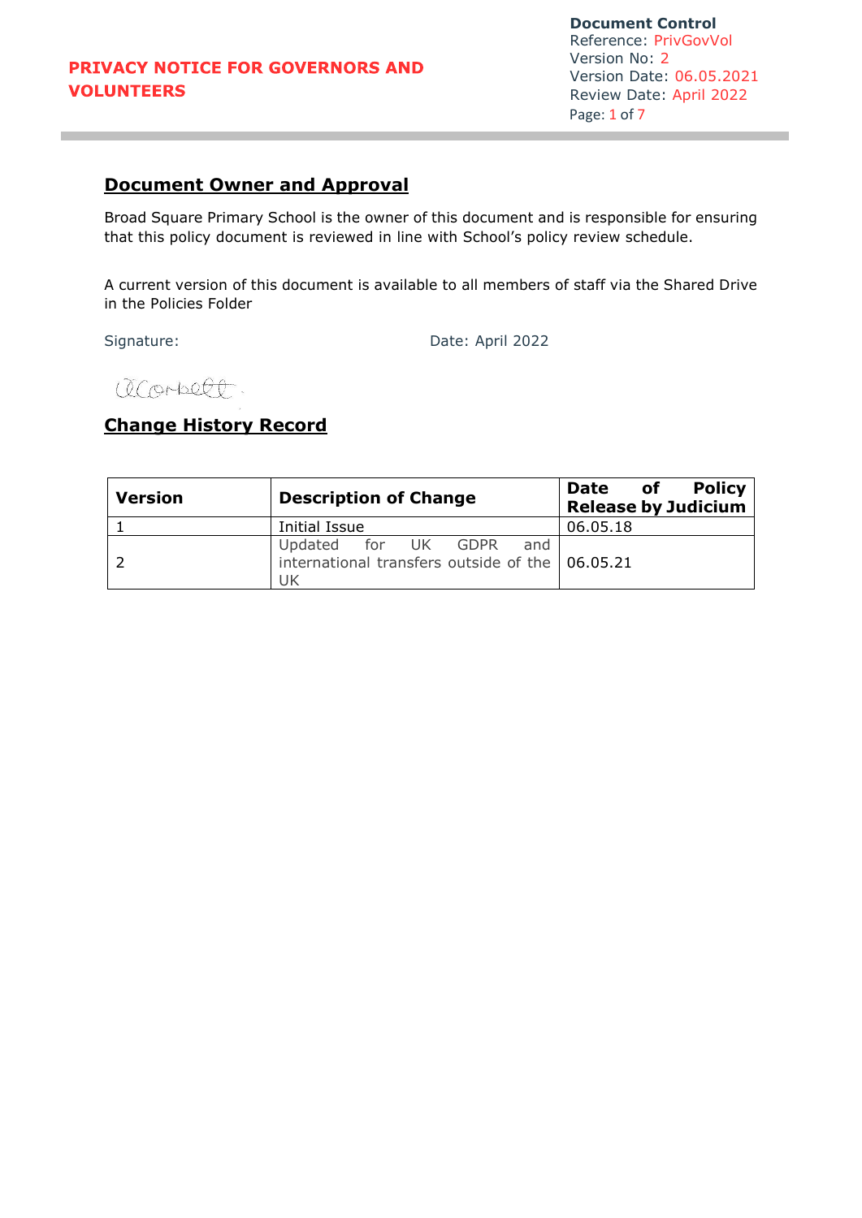# PRIVACY NOTICE FOR GOVERNORS AND VOLUNTEERS

**Document Control**
Reference: PrivGovVol
Version No: 2
Version Date: 06.05.2021
Review Date: April 2022

## Document Owner and Approval

Broad Square Primary School is the owner of this document and is responsible for ensuring that this policy document is reviewed in line with School's policy review schedule.

A current version of this document is available to all members of staff via the Shared Drive in the Policies Folder

Signature: Date: April 2022

ACorbett

## Change History Record

| Version | Description of Change | Date of Policy Release by Judicium |
|---|---|---|
| 1 | Initial Issue | 06.05.18 |
| 2 | Updated for UK GDPR and international transfers outside of the UK | 06.05.21 |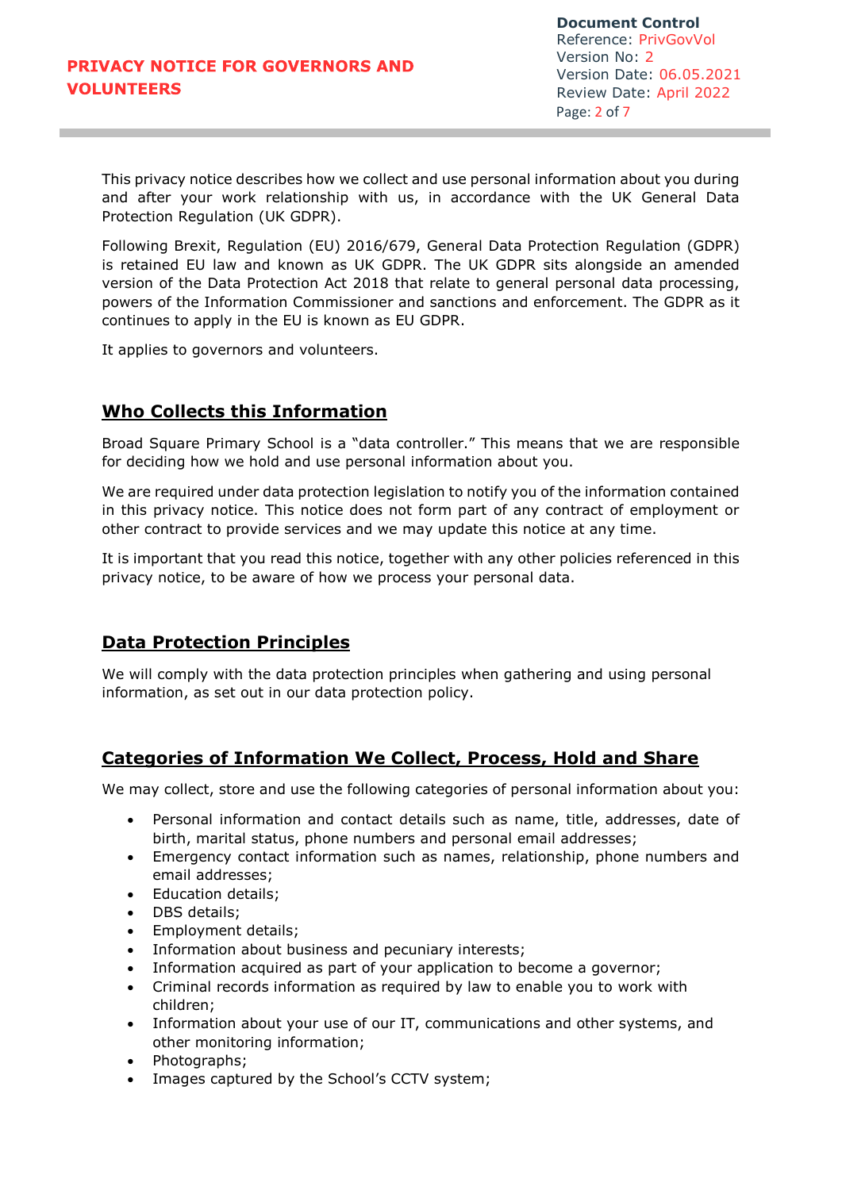This privacy notice describes how we collect and use personal information about you during and after your work relationship with us, in accordance with the UK General Data Protection Regulation (UK GDPR).

Following Brexit, Regulation (EU) 2016/679, General Data Protection Regulation (GDPR) is retained EU law and known as UK GDPR. The UK GDPR sits alongside an amended version of the Data Protection Act 2018 that relate to general personal data processing, powers of the Information Commissioner and sanctions and enforcement. The GDPR as it continues to apply in the EU is known as EU GDPR.

It applies to governors and volunteers.

## Who Collects this Information

Broad Square Primary School is a "data controller." This means that we are responsible for deciding how we hold and use personal information about you.

We are required under data protection legislation to notify you of the information contained in this privacy notice. This notice does not form part of any contract of employment or other contract to provide services and we may update this notice at any time.

It is important that you read this notice, together with any other policies referenced in this privacy notice, to be aware of how we process your personal data.

## Data Protection Principles

We will comply with the data protection principles when gathering and using personal information, as set out in our data protection policy.

## Categories of Information We Collect, Process, Hold and Share

We may collect, store and use the following categories of personal information about you:

- Personal information and contact details such as name, title, addresses, date of birth, marital status, phone numbers and personal email addresses;
- Emergency contact information such as names, relationship, phone numbers and email addresses;
- Education details;
- DBS details;
- Employment details;
- Information about business and pecuniary interests;
- Information acquired as part of your application to become a governor;
- Criminal records information as required by law to enable you to work with children;
- Information about your use of our IT, communications and other systems, and other monitoring information;
- Photographs;
- Images captured by the School's CCTV system;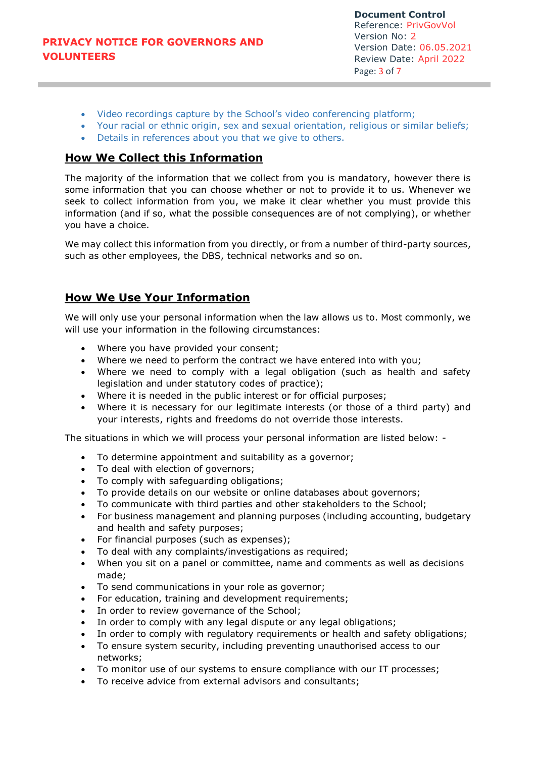- Video recordings capture by the School's video conferencing platform;
- Your racial or ethnic origin, sex and sexual orientation, religious or similar beliefs;
- Details in references about you that we give to others.

## How We Collect this Information

The majority of the information that we collect from you is mandatory, however there is some information that you can choose whether or not to provide it to us. Whenever we seek to collect information from you, we make it clear whether you must provide this information (and if so, what the possible consequences are of not complying), or whether you have a choice.

We may collect this information from you directly, or from a number of third-party sources, such as other employees, the DBS, technical networks and so on.

## How We Use Your Information

We will only use your personal information when the law allows us to. Most commonly, we will use your information in the following circumstances:

- Where you have provided your consent;
- Where we need to perform the contract we have entered into with you;
- Where we need to comply with a legal obligation (such as health and safety legislation and under statutory codes of practice);
- Where it is needed in the public interest or for official purposes;
- Where it is necessary for our legitimate interests (or those of a third party) and your interests, rights and freedoms do not override those interests.

The situations in which we will process your personal information are listed below: -

- To determine appointment and suitability as a governor;
- To deal with election of governors;
- To comply with safeguarding obligations;
- To provide details on our website or online databases about governors;
- To communicate with third parties and other stakeholders to the School;
- For business management and planning purposes (including accounting, budgetary and health and safety purposes;
- For financial purposes (such as expenses);
- To deal with any complaints/investigations as required;
- When you sit on a panel or committee, name and comments as well as decisions made;
- To send communications in your role as governor;
- For education, training and development requirements;
- In order to review governance of the School;
- In order to comply with any legal dispute or any legal obligations;
- In order to comply with regulatory requirements or health and safety obligations;
- To ensure system security, including preventing unauthorised access to our networks;
- To monitor use of our systems to ensure compliance with our IT processes;
- To receive advice from external advisors and consultants;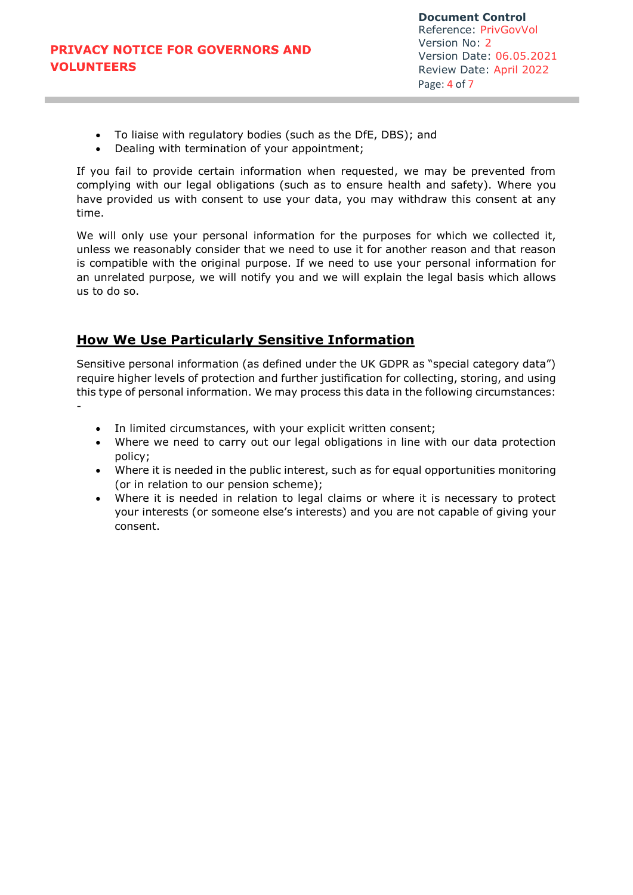- To liaise with regulatory bodies (such as the DfE, DBS); and
- Dealing with termination of your appointment;

If you fail to provide certain information when requested, we may be prevented from complying with our legal obligations (such as to ensure health and safety). Where you have provided us with consent to use your data, you may withdraw this consent at any time.

We will only use your personal information for the purposes for which we collected it, unless we reasonably consider that we need to use it for another reason and that reason is compatible with the original purpose. If we need to use your personal information for an unrelated purpose, we will notify you and we will explain the legal basis which allows us to do so.

## How We Use Particularly Sensitive Information

Sensitive personal information (as defined under the UK GDPR as “special category data”) require higher levels of protection and further justification for collecting, storing, and using this type of personal information. We may process this data in the following circumstances: -

- In limited circumstances, with your explicit written consent;
- Where we need to carry out our legal obligations in line with our data protection policy;
- Where it is needed in the public interest, such as for equal opportunities monitoring (or in relation to our pension scheme);
- Where it is needed in relation to legal claims or where it is necessary to protect your interests (or someone else’s interests) and you are not capable of giving your consent.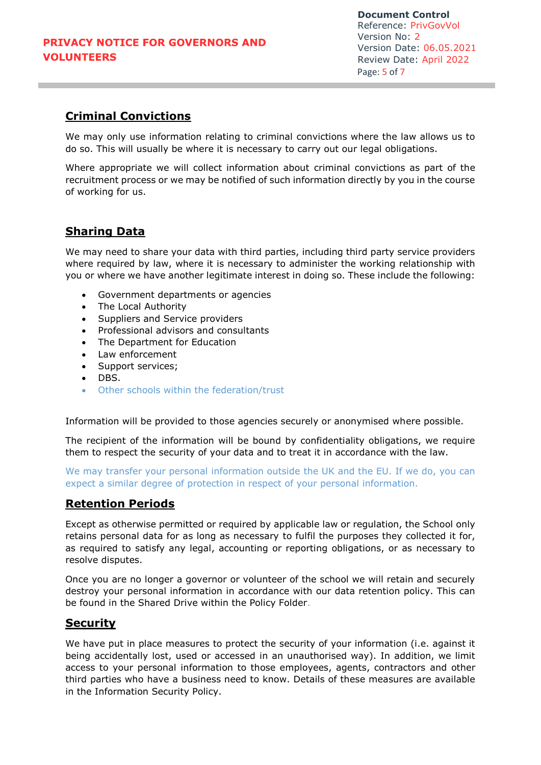## Criminal Convictions

We may only use information relating to criminal convictions where the law allows us to do so. This will usually be where it is necessary to carry out our legal obligations.

Where appropriate we will collect information about criminal convictions as part of the recruitment process or we may be notified of such information directly by you in the course of working for us.

## Sharing Data

We may need to share your data with third parties, including third party service providers where required by law, where it is necessary to administer the working relationship with you or where we have another legitimate interest in doing so. These include the following:

- Government departments or agencies
- The Local Authority
- Suppliers and Service providers
- Professional advisors and consultants
- The Department for Education
- Law enforcement
- Support services;
- DBS.
- Other schools within the federation/trust

Information will be provided to those agencies securely or anonymised where possible.

The recipient of the information will be bound by confidentiality obligations, we require them to respect the security of your data and to treat it in accordance with the law.

We may transfer your personal information outside the UK and the EU. If we do, you can expect a similar degree of protection in respect of your personal information.

## Retention Periods

Except as otherwise permitted or required by applicable law or regulation, the School only retains personal data for as long as necessary to fulfil the purposes they collected it for, as required to satisfy any legal, accounting or reporting obligations, or as necessary to resolve disputes.

Once you are no longer a governor or volunteer of the school we will retain and securely destroy your personal information in accordance with our data retention policy. This can be found in the Shared Drive within the Policy Folder.

## Security

We have put in place measures to protect the security of your information (i.e. against it being accidentally lost, used or accessed in an unauthorised way). In addition, we limit access to your personal information to those employees, agents, contractors and other third parties who have a business need to know. Details of these measures are available in the Information Security Policy.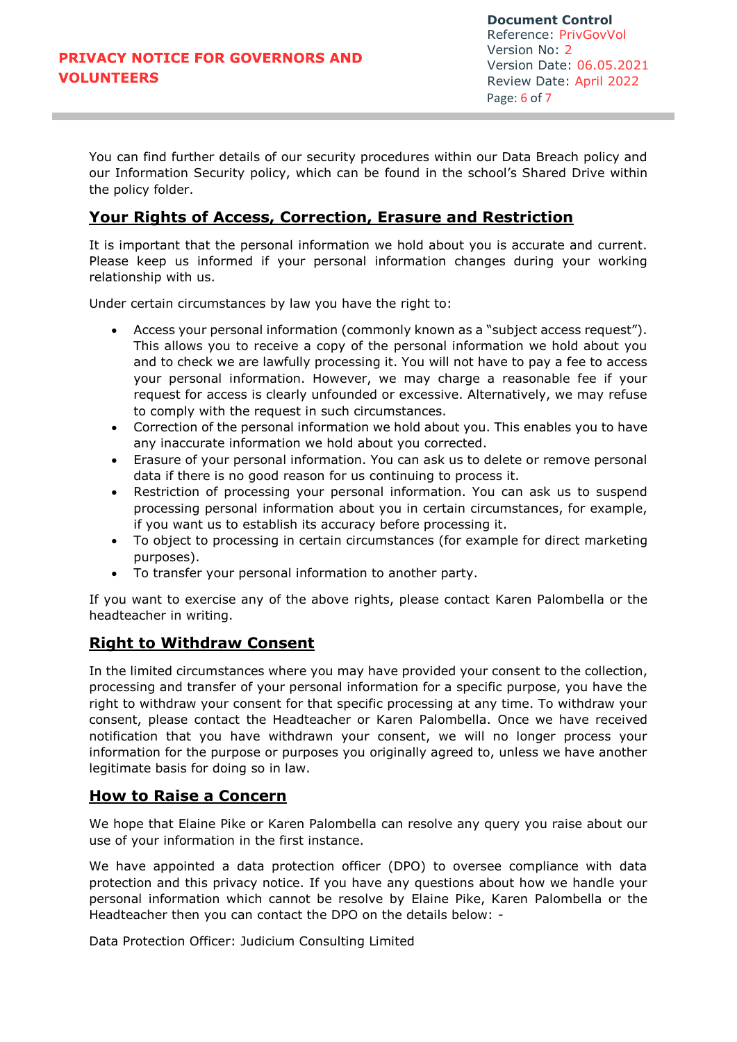You can find further details of our security procedures within our Data Breach policy and our Information Security policy, which can be found in the school's Shared Drive within the policy folder.

## Your Rights of Access, Correction, Erasure and Restriction

It is important that the personal information we hold about you is accurate and current. Please keep us informed if your personal information changes during your working relationship with us.

Under certain circumstances by law you have the right to:

- Access your personal information (commonly known as a "subject access request"). This allows you to receive a copy of the personal information we hold about you and to check we are lawfully processing it. You will not have to pay a fee to access your personal information. However, we may charge a reasonable fee if your request for access is clearly unfounded or excessive. Alternatively, we may refuse to comply with the request in such circumstances.
- Correction of the personal information we hold about you. This enables you to have any inaccurate information we hold about you corrected.
- Erasure of your personal information. You can ask us to delete or remove personal data if there is no good reason for us continuing to process it.
- Restriction of processing your personal information. You can ask us to suspend processing personal information about you in certain circumstances, for example, if you want us to establish its accuracy before processing it.
- To object to processing in certain circumstances (for example for direct marketing purposes).
- To transfer your personal information to another party.

If you want to exercise any of the above rights, please contact Karen Palombella or the headteacher in writing.

## Right to Withdraw Consent

In the limited circumstances where you may have provided your consent to the collection, processing and transfer of your personal information for a specific purpose, you have the right to withdraw your consent for that specific processing at any time. To withdraw your consent, please contact the Headteacher or Karen Palombella. Once we have received notification that you have withdrawn your consent, we will no longer process your information for the purpose or purposes you originally agreed to, unless we have another legitimate basis for doing so in law.

## How to Raise a Concern

We hope that Elaine Pike or Karen Palombella can resolve any query you raise about our use of your information in the first instance.

We have appointed a data protection officer (DPO) to oversee compliance with data protection and this privacy notice. If you have any questions about how we handle your personal information which cannot be resolve by Elaine Pike, Karen Palombella or the Headteacher then you can contact the DPO on the details below: -

Data Protection Officer: Judicium Consulting Limited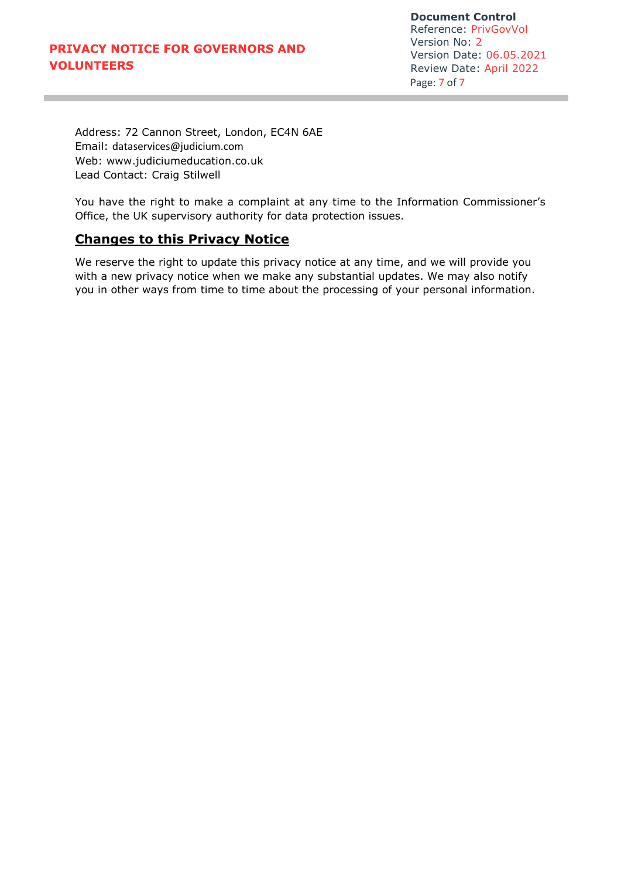Address: 72 Cannon Street, London, EC4N 6AE
Email: dataservices@judicium.com
Web: www.judiciumeducation.co.uk
Lead Contact: Craig Stilwell

You have the right to make a complaint at any time to the Information Commissioner's Office, the UK supervisory authority for data protection issues.

## Changes to this Privacy Notice

We reserve the right to update this privacy notice at any time, and we will provide you with a new privacy notice when we make any substantial updates. We may also notify you in other ways from time to time about the processing of your personal information.